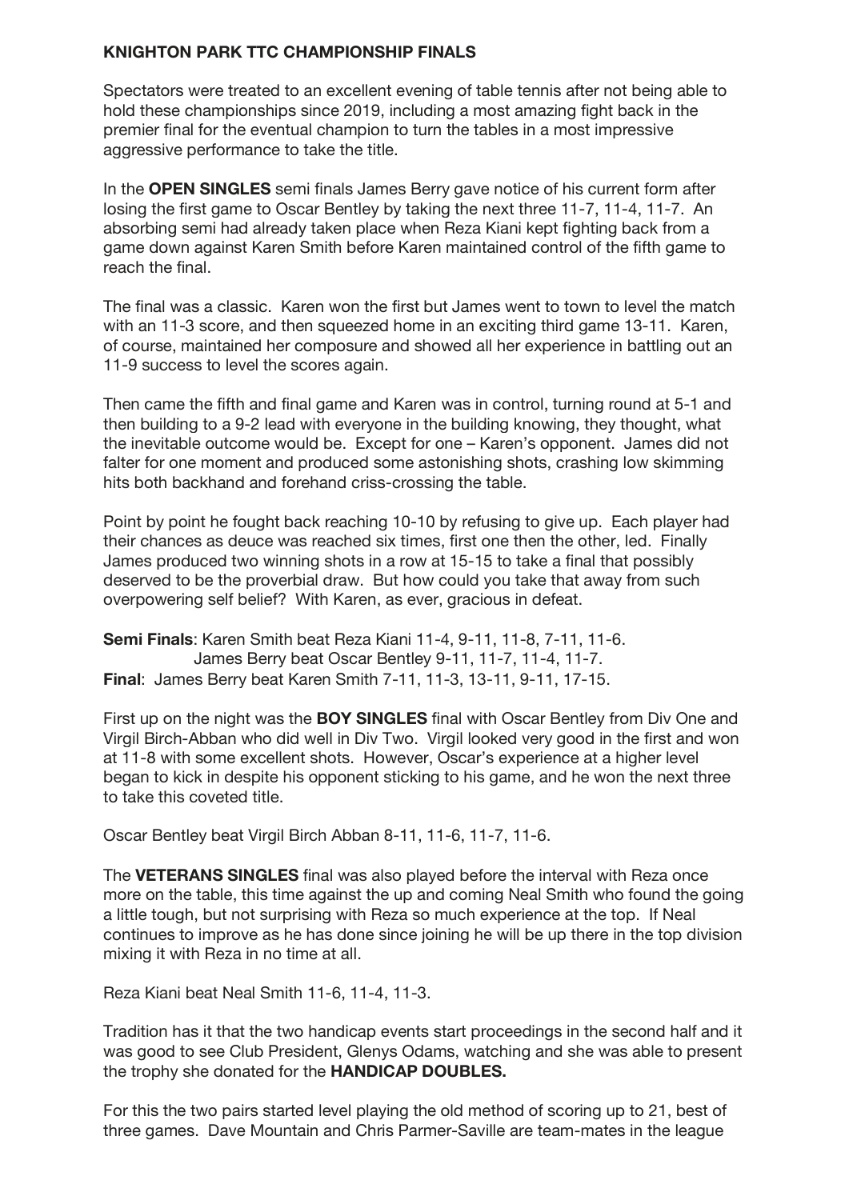**KNIGHTON PARK TTC CHAMPIONSHIP FINALS**

Spectators were treated to an excellent evening of table tennis after not being able to hold these championships since 2019, including a most amazing fight back in the premier final for the eventual champion to turn the tables in a most impressive aggressive performance to take the title.

In the **OPEN SINGLES** semi finals James Berry gave notice of his current form after losing the first game to Oscar Bentley by taking the next three 11-7, 11-4, 11-7. An absorbing semi had already taken place when Reza Kiani kept fighting back from a game down against Karen Smith before Karen maintained control of the fifth game to reach the final.

The final was a classic. Karen won the first but James went to town to level the match with an 11-3 score, and then squeezed home in an exciting third game 13-11. Karen, of course, maintained her composure and showed all her experience in battling out an 11-9 success to level the scores again.

Then came the fifth and final game and Karen was in control, turning round at 5-1 and then building to a 9-2 lead with everyone in the building knowing, they thought, what the inevitable outcome would be. Except for one – Karen's opponent. James did not falter for one moment and produced some astonishing shots, crashing low skimming hits both backhand and forehand criss-crossing the table.

Point by point he fought back reaching 10-10 by refusing to give up. Each player had their chances as deuce was reached six times, first one then the other, led. Finally James produced two winning shots in a row at 15-15 to take a final that possibly deserved to be the proverbial draw. But how could you take that away from such overpowering self belief? With Karen, as ever, gracious in defeat.

**Semi Finals**: Karen Smith beat Reza Kiani 11-4, 9-11, 11-8, 7-11, 11-6.
James Berry beat Oscar Bentley 9-11, 11-7, 11-4, 11-7.
**Final**: James Berry beat Karen Smith 7-11, 11-3, 13-11, 9-11, 17-15.

First up on the night was the **BOY SINGLES** final with Oscar Bentley from Div One and Virgil Birch-Abban who did well in Div Two. Virgil looked very good in the first and won at 11-8 with some excellent shots. However, Oscar's experience at a higher level began to kick in despite his opponent sticking to his game, and he won the next three to take this coveted title.

Oscar Bentley beat Virgil Birch Abban 8-11, 11-6, 11-7, 11-6.

The **VETERANS SINGLES** final was also played before the interval with Reza once more on the table, this time against the up and coming Neal Smith who found the going a little tough, but not surprising with Reza so much experience at the top. If Neal continues to improve as he has done since joining he will be up there in the top division mixing it with Reza in no time at all.

Reza Kiani beat Neal Smith 11-6, 11-4, 11-3.

Tradition has it that the two handicap events start proceedings in the second half and it was good to see Club President, Glenys Odams, watching and she was able to present the trophy she donated for the **HANDICAP DOUBLES.**

For this the two pairs started level playing the old method of scoring up to 21, best of three games. Dave Mountain and Chris Parmer-Saville are team-mates in the league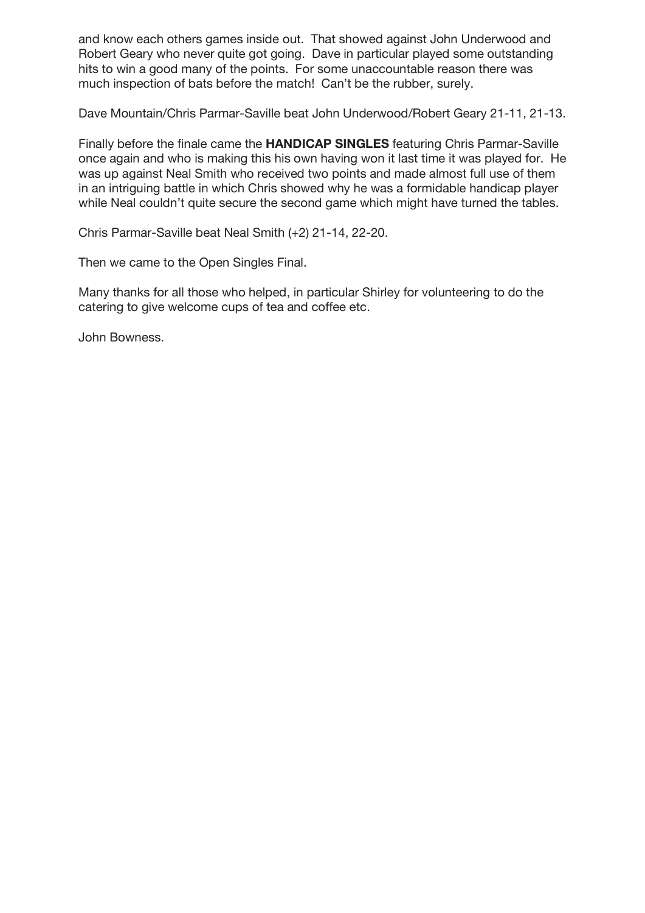and know each others games inside out. That showed against John Underwood and Robert Geary who never quite got going. Dave in particular played some outstanding hits to win a good many of the points. For some unaccountable reason there was much inspection of bats before the match! Can't be the rubber, surely.

Dave Mountain/Chris Parmar-Saville beat John Underwood/Robert Geary 21-11, 21-13.

Finally before the finale came the **HANDICAP SINGLES** featuring Chris Parmar-Saville once again and who is making this his own having won it last time it was played for. He was up against Neal Smith who received two points and made almost full use of them in an intriguing battle in which Chris showed why he was a formidable handicap player while Neal couldn't quite secure the second game which might have turned the tables.

Chris Parmar-Saville beat Neal Smith (+2) 21-14, 22-20.

Then we came to the Open Singles Final.

Many thanks for all those who helped, in particular Shirley for volunteering to do the catering to give welcome cups of tea and coffee etc.

John Bowness.